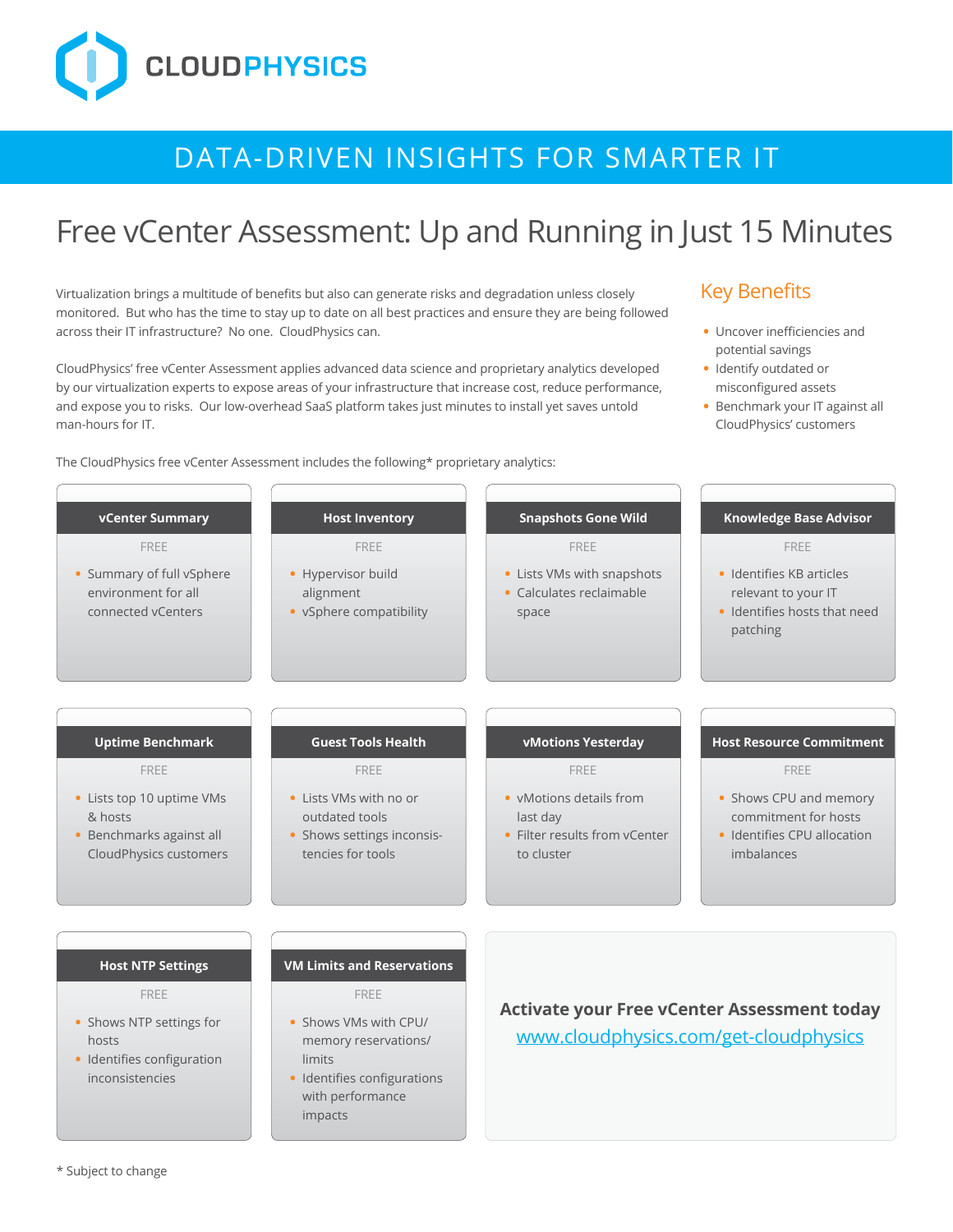CLOUDPHYSICS

# DATA-DRIVEN INSIGHTS FOR SMARTER IT

## Free vCenter Assessment: Up and Running in Just 15 Minutes

Virtualization brings a multitude of benefits but also can generate risks and degradation unless closely monitored. But who has the time to stay up to date on all best practices and ensure they are being followed across their IT infrastructure? No one. CloudPhysics can.

CloudPhysics' free vCenter Assessment applies advanced data science and proprietary analytics developed by our virtualization experts to expose areas of your infrastructure that increase cost, reduce performance, and expose you to risks. Our low-overhead SaaS platform takes just minutes to install yet saves untold man-hours for IT.

### Key Benefits

- Uncover inefficiencies and potential savings
- Identify outdated or misconfigured assets
- Benchmark your IT against all CloudPhysics' customers

The CloudPhysics free vCenter Assessment includes the following* proprietary analytics:

#### vCenter Summary

FREE

- Summary of full vSphere environment for all connected vCenters

#### Host Inventory

FREE

- Hypervisor build alignment
- vSphere compatibility

#### Snapshots Gone Wild

FREE

- Lists VMs with snapshots
- Calculates reclaimable space

#### Knowledge Base Advisor

FREE

- Identifies KB articles relevant to your IT
- Identifies hosts that need patching

#### Uptime Benchmark

FREE

- Lists top 10 uptime VMs & hosts
- Benchmarks against all CloudPhysics customers

#### Guest Tools Health

FREE

- Lists VMs with no or outdated tools
- Shows settings inconsistencies for tools

#### vMotions Yesterday

FREE

- vMotions details from last day
- Filter results from vCenter to cluster

#### Host Resource Commitment

FREE

- Shows CPU and memory commitment for hosts
- Identifies CPU allocation imbalances

#### Host NTP Settings

FREE

- Shows NTP settings for hosts
- Identifies configuration inconsistencies

#### VM Limits and Reservations

FREE

- Shows VMs with CPU/memory reservations/limits
- Identifies configurations with performance impacts

**Activate your Free vCenter Assessment today**

www.cloudphysics.com/get-cloudphysics

* Subject to change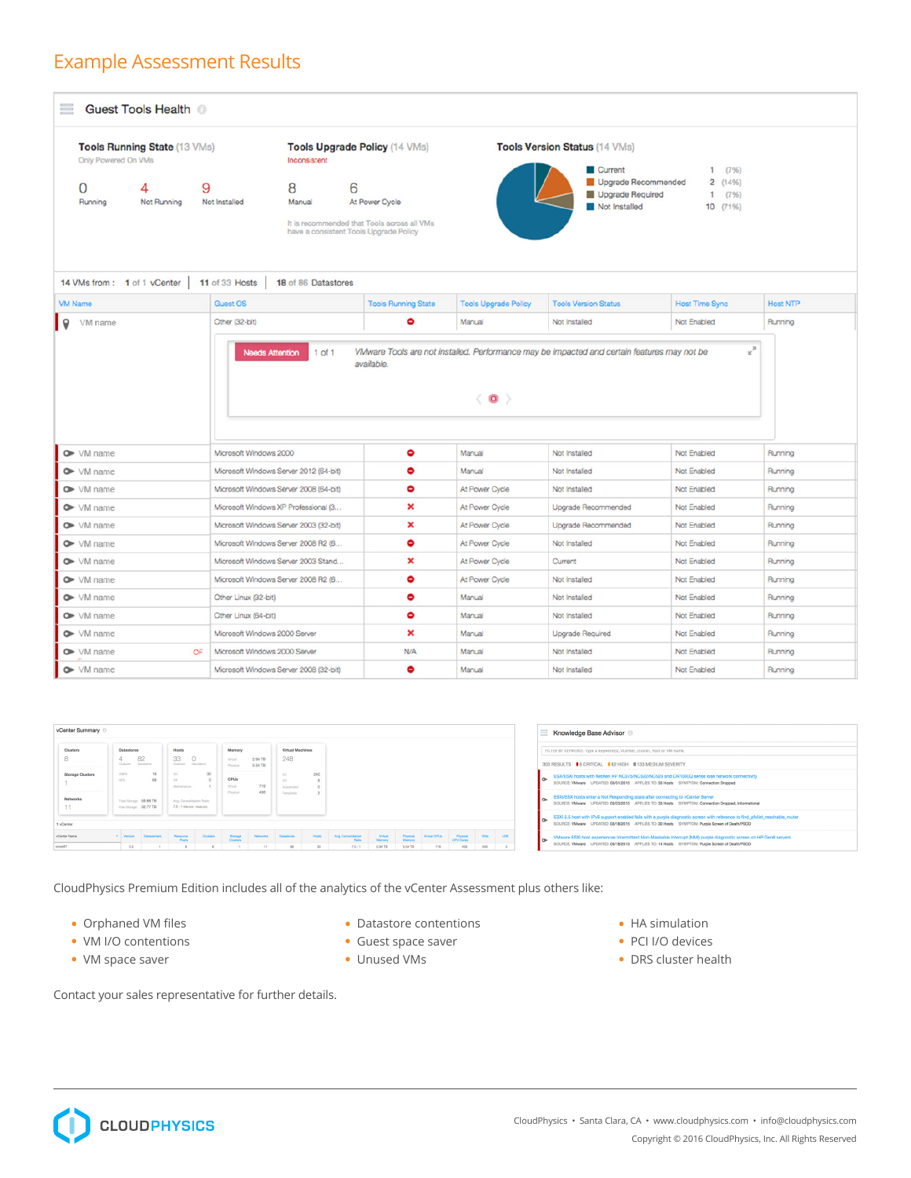# Example Assessment Results

## Guest Tools Health

**Tools Running State** (13 VMs)
Only Powered On VMs

0 Running
4 Not Running
9 Not Installed

**Tools Upgrade Policy** (14 VMs)
Inconsistent

8 Manual
6 At Power Cycle

It is recommended that Tools across all VMs have a consistent Tools Upgrade Policy

**Tools Version Status** (14 VMs)

Current 1 (7%)
Upgrade Recommended 2 (14%)
Upgrade Required 1 (7%)
Not Installed 10 (71%)

14 VMs from : 1 of 1 vCenter | 11 of 33 Hosts | 18 of 86 Datastores

| VM Name | Guest OS | Tools Running State | Tools Upgrade Policy | Tools Version Status | Host Time Sync | Host NTP |
|---|---|---|---|---|---|---|
| VM name | Other (32-bit) | | Manual | Not Installed | Not Enabled | Running |
| VM name | Microsoft Windows 2000 | | Manual | Not Installed | Not Enabled | Running |
| VM name | Microsoft Windows Server 2012 (64-bit) | | Manual | Not Installed | Not Enabled | Running |
| VM name | Microsoft Windows Server 2008 (64-bit) | | At Power Cycle | Not Installed | Not Enabled | Running |
| VM name | Microsoft Windows XP Professional (3... | | At Power Cycle | Upgrade Recommended | Not Enabled | Running |
| VM name | Microsoft Windows Server 2003 (32-bit) | | At Power Cycle | Upgrade Recommended | Not Enabled | Running |
| VM name | Microsoft Windows Server 2008 R2 (6... | | At Power Cycle | Not Installed | Not Enabled | Running |
| VM name | Microsoft Windows Server 2003 Stand... | | At Power Cycle | Current | Not Enabled | Running |
| VM name | Microsoft Windows Server 2008 R2 (6... | | At Power Cycle | Not Installed | Not Enabled | Running |
| VM name | Other Linux (32-bit) | | Manual | Not Installed | Not Enabled | Running |
| VM name | Other Linux (64-bit) | | Manual | Not Installed | Not Enabled | Running |
| VM name | Microsoft Windows 2000 Server | | Manual | Upgrade Required | Not Enabled | Running |
| VM name OF | Microsoft Windows 2000 Server | N/A | Manual | Not Installed | Not Enabled | Running |
| VM name | Microsoft Windows Server 2008 (32-bit) | | Manual | Not Installed | Not Enabled | Running |

Needs Attention 1 of 1 *VMware Tools are not installed. Performance may be impacted and certain features may not be available.*

CloudPhysics Premium Edition includes all of the analytics of the vCenter Assessment plus others like:

- Orphaned VM files
- VM I/O contentions
- VM space saver
- Datastore contentions
- Guest space saver
- Unused VMs
- HA simulation
- PCI I/O devices
- DRS cluster health

Contact your sales representative for further details.

CloudPhysics • Santa Clara, CA • www.cloudphysics.com • info@cloudphysics.com
Copyright © 2016 CloudPhysics, Inc. All Rights Reserved